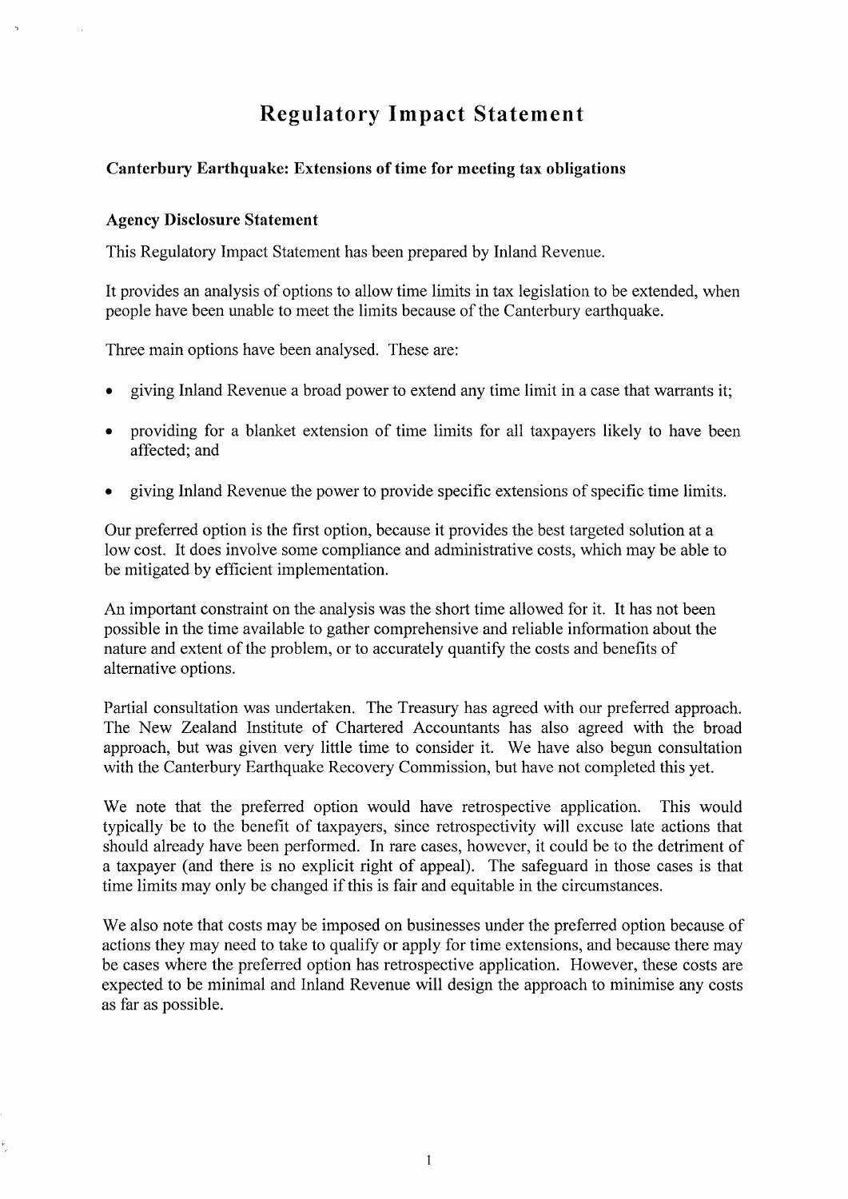# Regulatory Impact Statement

### Canterbury Earthquake: Extensions of time for meeting tax obligations

### Agency Disclosure Statement

This Regulatory Impact Statement has been prepared by Inland Revenue.

It provides an analysis of options to allow time limits in tax legislation to be extended, when people have been unable to meet the limits because of the Canterbury earthquake.

Three main options have been analysed. These are:

- giving Inland Revenue a broad power to extend any time limit in a case that warrants it;
- providing for a blanket extension of time limits for all taxpayers likely to have been affected; and
- giving Inland Revenue the power to provide specific extensions of specific time limits.

Our preferred option is the first option, because it provides the best targeted solution at a low cost. It does involve some compliance and administrative costs, which may be able to be mitigated by efficient implementation.

An important constraint on the analysis was the short time allowed for it. It has not been possible in the time available to gather comprehensive and reliable information about the nature and extent of the problem, or to accurately quantify the costs and benefits of alternative options.

Partial consultation was undertaken. The Treasury has agreed with our preferred approach. The New Zealand Institute of Chartered Accountants has also agreed with the broad approach, but was given very little time to consider it. We have also begun consultation with the Canterbury Earthquake Recovery Commission, but have not completed this yet.

We note that the preferred option would have retrospective application. This would typically be to the benefit of taxpayers, since retrospectivity will excuse late actions that should already have been performed. In rare cases, however, it could be to the detriment of a taxpayer (and there is no explicit right of appeal). The safeguard in those cases is that time limits may only be changed if this is fair and equitable in the circumstances.

We also note that costs may be imposed on businesses under the preferred option because of actions they may need to take to qualify or apply for time extensions, and because there may be cases where the preferred option has retrospective application. However, these costs are expected to be minimal and Inland Revenue will design the approach to minimise any costs as far as possible.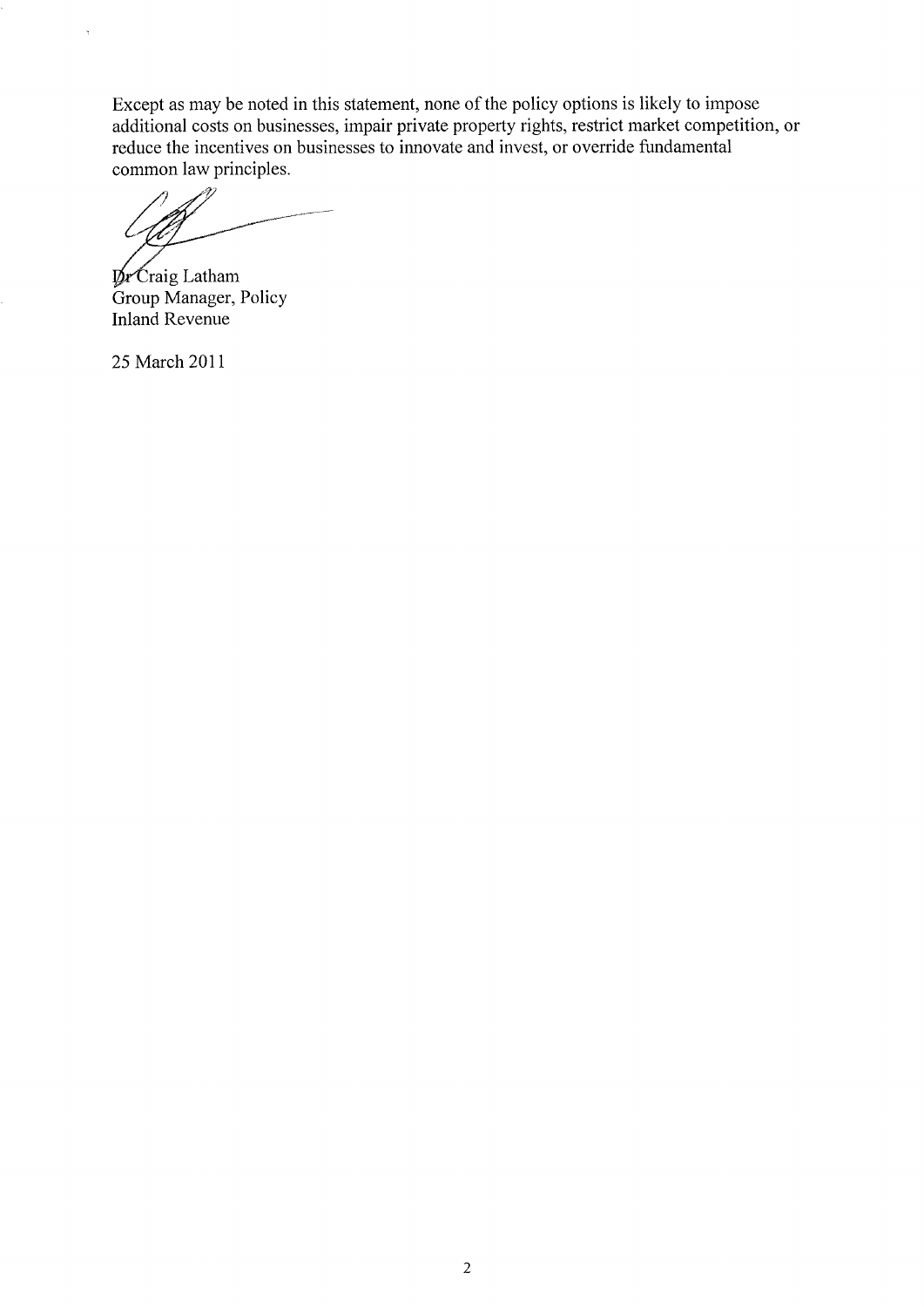Except as may be noted in this statement, none of the policy options is likely to impose additional costs on businesses, impair private property rights, restrict market competition, or reduce the incentives on businesses to innovate and invest, or override fundamental common law principles.

Dr Craig Latham
Group Manager, Policy
Inland Revenue

25 March 2011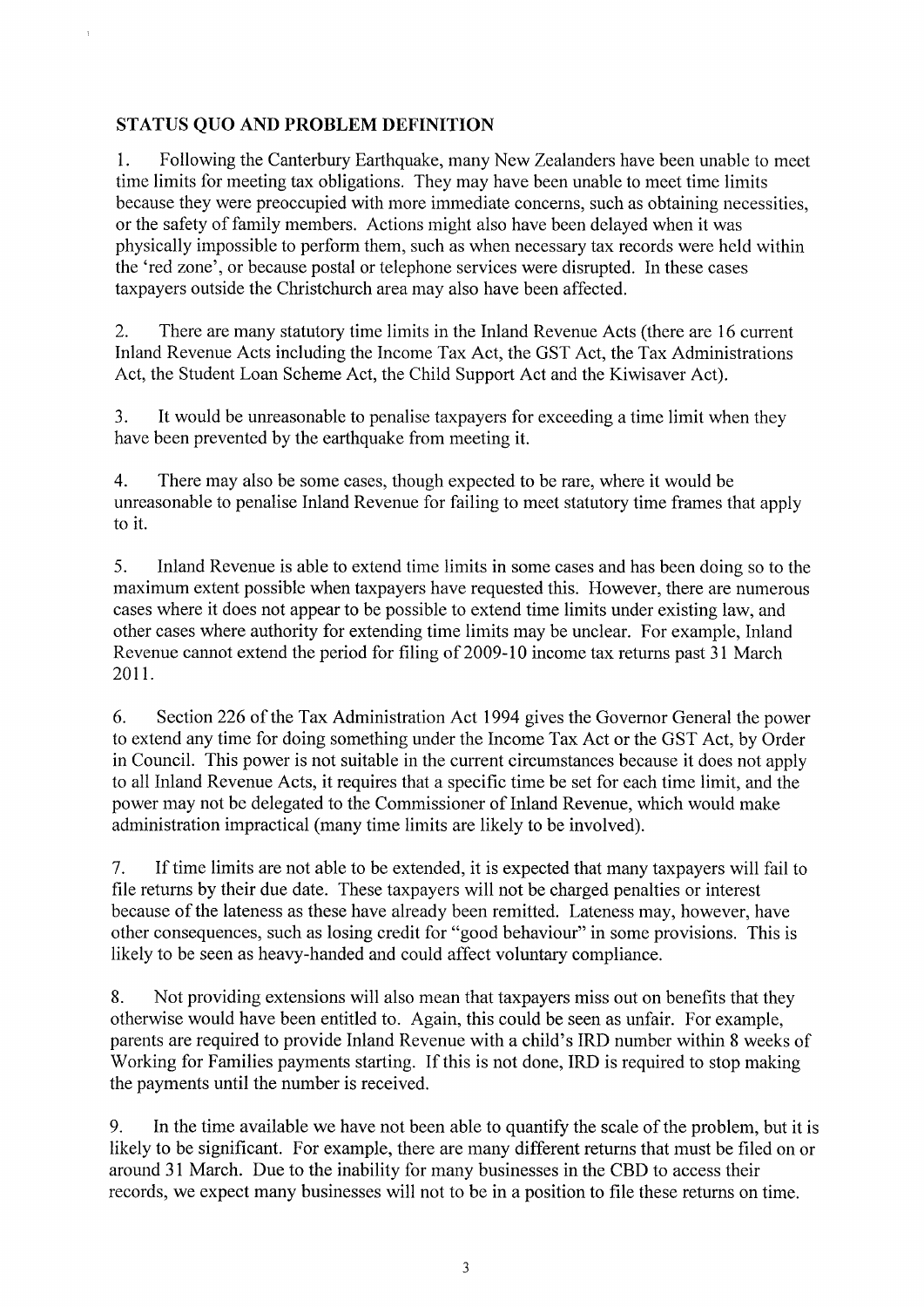## STATUS QUO AND PROBLEM DEFINITION

1. Following the Canterbury Earthquake, many New Zealanders have been unable to meet time limits for meeting tax obligations. They may have been unable to meet time limits because they were preoccupied with more immediate concerns, such as obtaining necessities, or the safety of family members. Actions might also have been delayed when it was physically impossible to perform them, such as when necessary tax records were held within the 'red zone', or because postal or telephone services were disrupted. In these cases taxpayers outside the Christchurch area may also have been affected.

2. There are many statutory time limits in the Inland Revenue Acts (there are 16 current Inland Revenue Acts including the Income Tax Act, the GST Act, the Tax Administrations Act, the Student Loan Scheme Act, the Child Support Act and the Kiwisaver Act).

3. It would be unreasonable to penalise taxpayers for exceeding a time limit when they have been prevented by the earthquake from meeting it.

4. There may also be some cases, though expected to be rare, where it would be unreasonable to penalise Inland Revenue for failing to meet statutory time frames that apply to it.

5. Inland Revenue is able to extend time limits in some cases and has been doing so to the maximum extent possible when taxpayers have requested this. However, there are numerous cases where it does not appear to be possible to extend time limits under existing law, and other cases where authority for extending time limits may be unclear. For example, Inland Revenue cannot extend the period for filing of 2009-10 income tax returns past 31 March 2011.

6. Section 226 of the Tax Administration Act 1994 gives the Governor General the power to extend any time for doing something under the Income Tax Act or the GST Act, by Order in Council. This power is not suitable in the current circumstances because it does not apply to all Inland Revenue Acts, it requires that a specific time be set for each time limit, and the power may not be delegated to the Commissioner of Inland Revenue, which would make administration impractical (many time limits are likely to be involved).

7. If time limits are not able to be extended, it is expected that many taxpayers will fail to file returns by their due date. These taxpayers will not be charged penalties or interest because of the lateness as these have already been remitted. Lateness may, however, have other consequences, such as losing credit for "good behaviour" in some provisions. This is likely to be seen as heavy-handed and could affect voluntary compliance.

8. Not providing extensions will also mean that taxpayers miss out on benefits that they otherwise would have been entitled to. Again, this could be seen as unfair. For example, parents are required to provide Inland Revenue with a child's IRD number within 8 weeks of Working for Families payments starting. If this is not done, IRD is required to stop making the payments until the number is received.

9. In the time available we have not been able to quantify the scale of the problem, but it is likely to be significant. For example, there are many different returns that must be filed on or around 31 March. Due to the inability for many businesses in the CBD to access their records, we expect many businesses will not to be in a position to file these returns on time.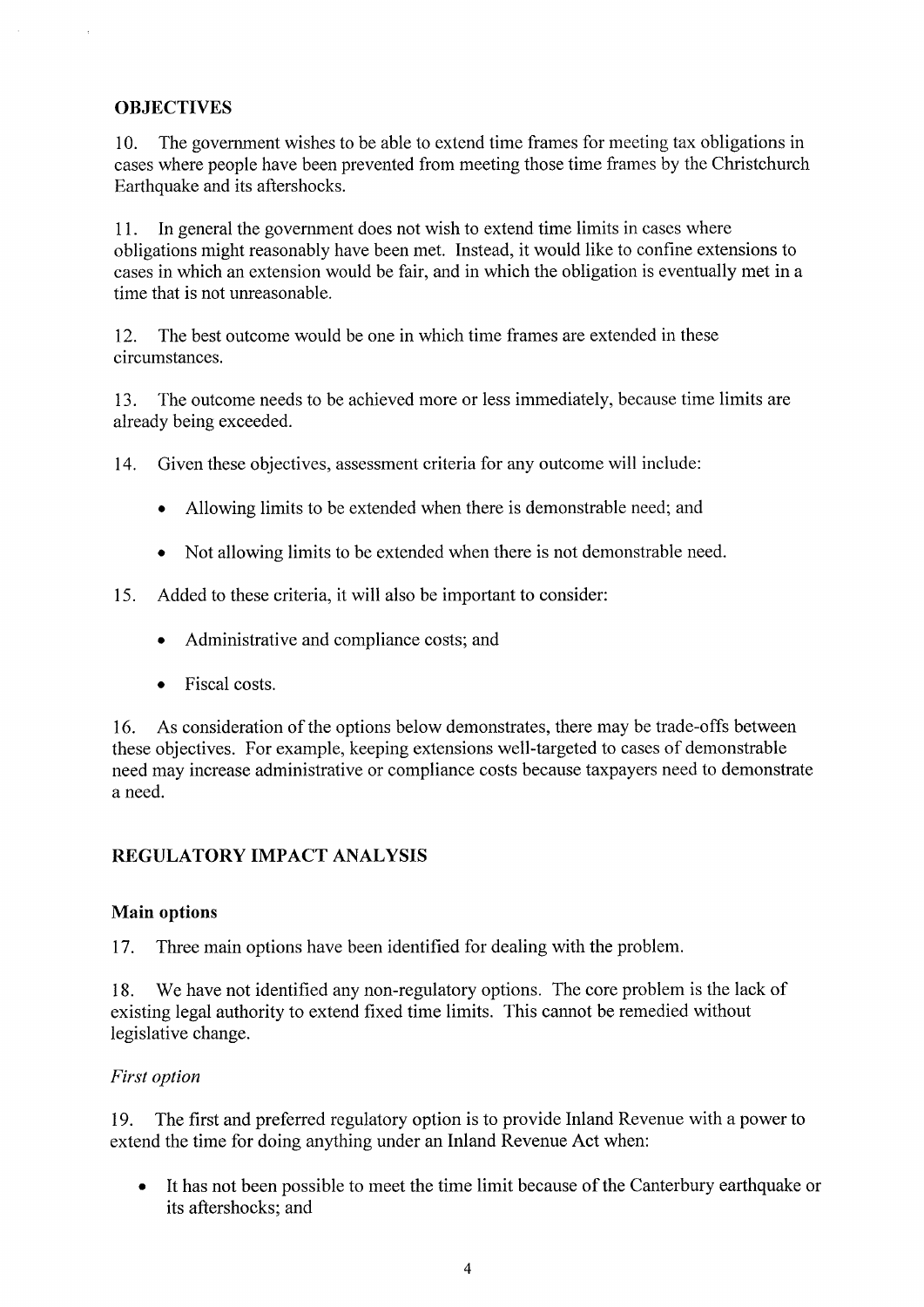## OBJECTIVES

10. The government wishes to be able to extend time frames for meeting tax obligations in cases where people have been prevented from meeting those time frames by the Christchurch Earthquake and its aftershocks.

11. In general the government does not wish to extend time limits in cases where obligations might reasonably have been met. Instead, it would like to confine extensions to cases in which an extension would be fair, and in which the obligation is eventually met in a time that is not unreasonable.

12. The best outcome would be one in which time frames are extended in these circumstances.

13. The outcome needs to be achieved more or less immediately, because time limits are already being exceeded.

14. Given these objectives, assessment criteria for any outcome will include:

- Allowing limits to be extended when there is demonstrable need; and
- Not allowing limits to be extended when there is not demonstrable need.

15. Added to these criteria, it will also be important to consider:

- Administrative and compliance costs; and
- Fiscal costs.

16. As consideration of the options below demonstrates, there may be trade-offs between these objectives. For example, keeping extensions well-targeted to cases of demonstrable need may increase administrative or compliance costs because taxpayers need to demonstrate a need.

## REGULATORY IMPACT ANALYSIS

### Main options

17. Three main options have been identified for dealing with the problem.

18. We have not identified any non-regulatory options. The core problem is the lack of existing legal authority to extend fixed time limits. This cannot be remedied without legislative change.

*First option*

19. The first and preferred regulatory option is to provide Inland Revenue with a power to extend the time for doing anything under an Inland Revenue Act when:

- It has not been possible to meet the time limit because of the Canterbury earthquake or its aftershocks; and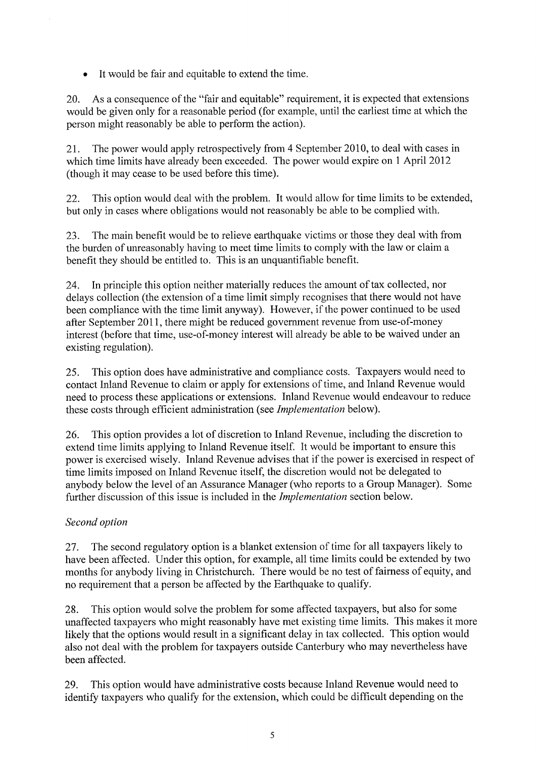- It would be fair and equitable to extend the time.

20. As a consequence of the "fair and equitable" requirement, it is expected that extensions would be given only for a reasonable period (for example, until the earliest time at which the person might reasonably be able to perform the action).

21. The power would apply retrospectively from 4 September 2010, to deal with cases in which time limits have already been exceeded. The power would expire on 1 April 2012 (though it may cease to be used before this time).

22. This option would deal with the problem. It would allow for time limits to be extended, but only in cases where obligations would not reasonably be able to be complied with.

23. The main benefit would be to relieve earthquake victims or those they deal with from the burden of unreasonably having to meet time limits to comply with the law or claim a benefit they should be entitled to. This is an unquantifiable benefit.

24. In principle this option neither materially reduces the amount of tax collected, nor delays collection (the extension of a time limit simply recognises that there would not have been compliance with the time limit anyway). However, if the power continued to be used after September 2011, there might be reduced government revenue from use-of-money interest (before that time, use-of-money interest will already be able to be waived under an existing regulation).

25. This option does have administrative and compliance costs. Taxpayers would need to contact Inland Revenue to claim or apply for extensions of time, and Inland Revenue would need to process these applications or extensions. Inland Revenue would endeavour to reduce these costs through efficient administration (see *Implementation* below).

26. This option provides a lot of discretion to Inland Revenue, including the discretion to extend time limits applying to Inland Revenue itself. It would be important to ensure this power is exercised wisely. Inland Revenue advises that if the power is exercised in respect of time limits imposed on Inland Revenue itself, the discretion would not be delegated to anybody below the level of an Assurance Manager (who reports to a Group Manager). Some further discussion of this issue is included in the *Implementation* section below.

*Second option*

27. The second regulatory option is a blanket extension of time for all taxpayers likely to have been affected. Under this option, for example, all time limits could be extended by two months for anybody living in Christchurch. There would be no test of fairness of equity, and no requirement that a person be affected by the Earthquake to qualify.

28. This option would solve the problem for some affected taxpayers, but also for some unaffected taxpayers who might reasonably have met existing time limits. This makes it more likely that the options would result in a significant delay in tax collected. This option would also not deal with the problem for taxpayers outside Canterbury who may nevertheless have been affected.

29. This option would have administrative costs because Inland Revenue would need to identify taxpayers who qualify for the extension, which could be difficult depending on the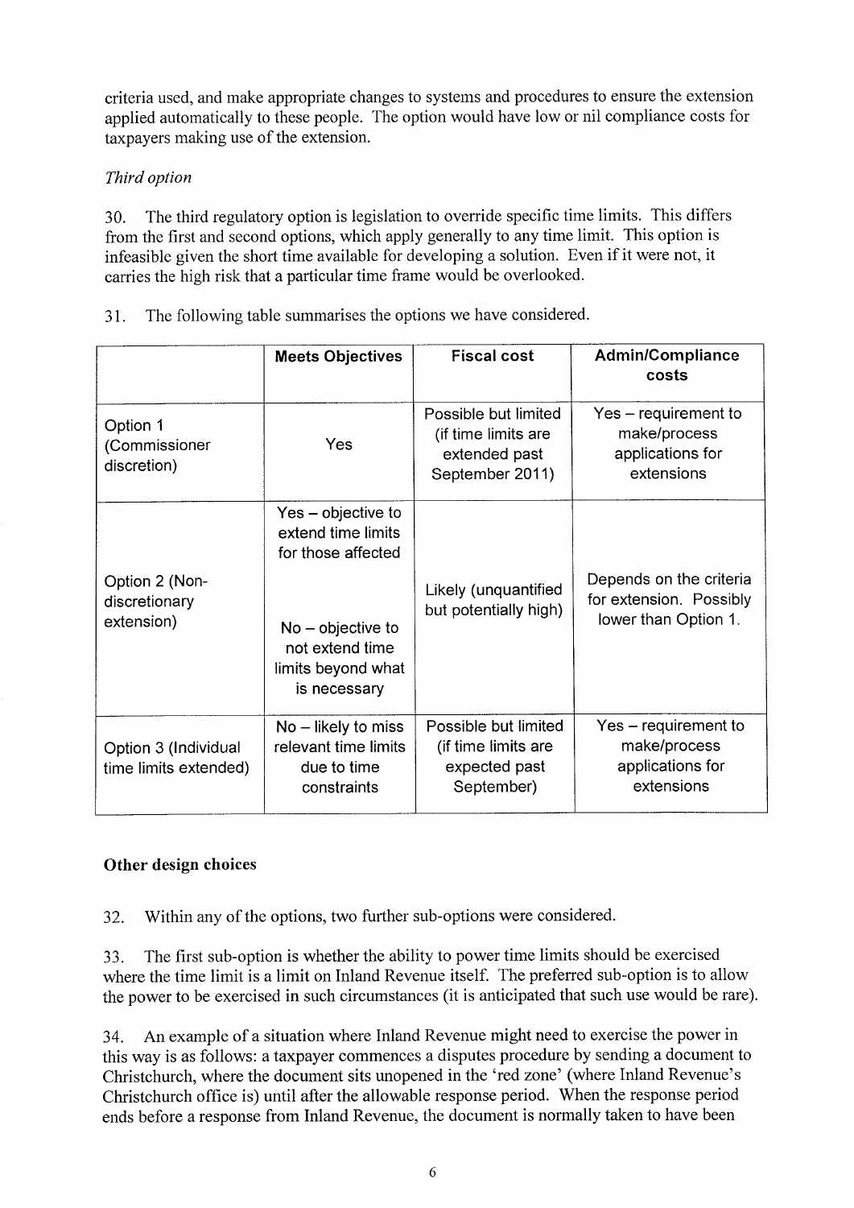criteria used, and make appropriate changes to systems and procedures to ensure the extension applied automatically to these people. The option would have low or nil compliance costs for taxpayers making use of the extension.

*Third option*

30. The third regulatory option is legislation to override specific time limits. This differs from the first and second options, which apply generally to any time limit. This option is infeasible given the short time available for developing a solution. Even if it were not, it carries the high risk that a particular time frame would be overlooked.

31. The following table summarises the options we have considered.

| | **Meets Objectives** | **Fiscal cost** | **Admin/Compliance costs** |
|---|---|---|---|
| Option 1 (Commissioner discretion) | Yes | Possible but limited (if time limits are extended past September 2011) | Yes – requirement to make/process applications for extensions |
| Option 2 (Non-discretionary extension) | Yes – objective to extend time limits for those affected<br><br>No – objective to not extend time limits beyond what is necessary | Likely (unquantified but potentially high) | Depends on the criteria for extension. Possibly lower than Option 1. |
| Option 3 (Individual time limits extended) | No – likely to miss relevant time limits due to time constraints | Possible but limited (if time limits are expected past September) | Yes – requirement to make/process applications for extensions |

## Other design choices

32. Within any of the options, two further sub-options were considered.

33. The first sub-option is whether the ability to power time limits should be exercised where the time limit is a limit on Inland Revenue itself. The preferred sub-option is to allow the power to be exercised in such circumstances (it is anticipated that such use would be rare).

34. An example of a situation where Inland Revenue might need to exercise the power in this way is as follows: a taxpayer commences a disputes procedure by sending a document to Christchurch, where the document sits unopened in the 'red zone' (where Inland Revenue's Christchurch office is) until after the allowable response period. When the response period ends before a response from Inland Revenue, the document is normally taken to have been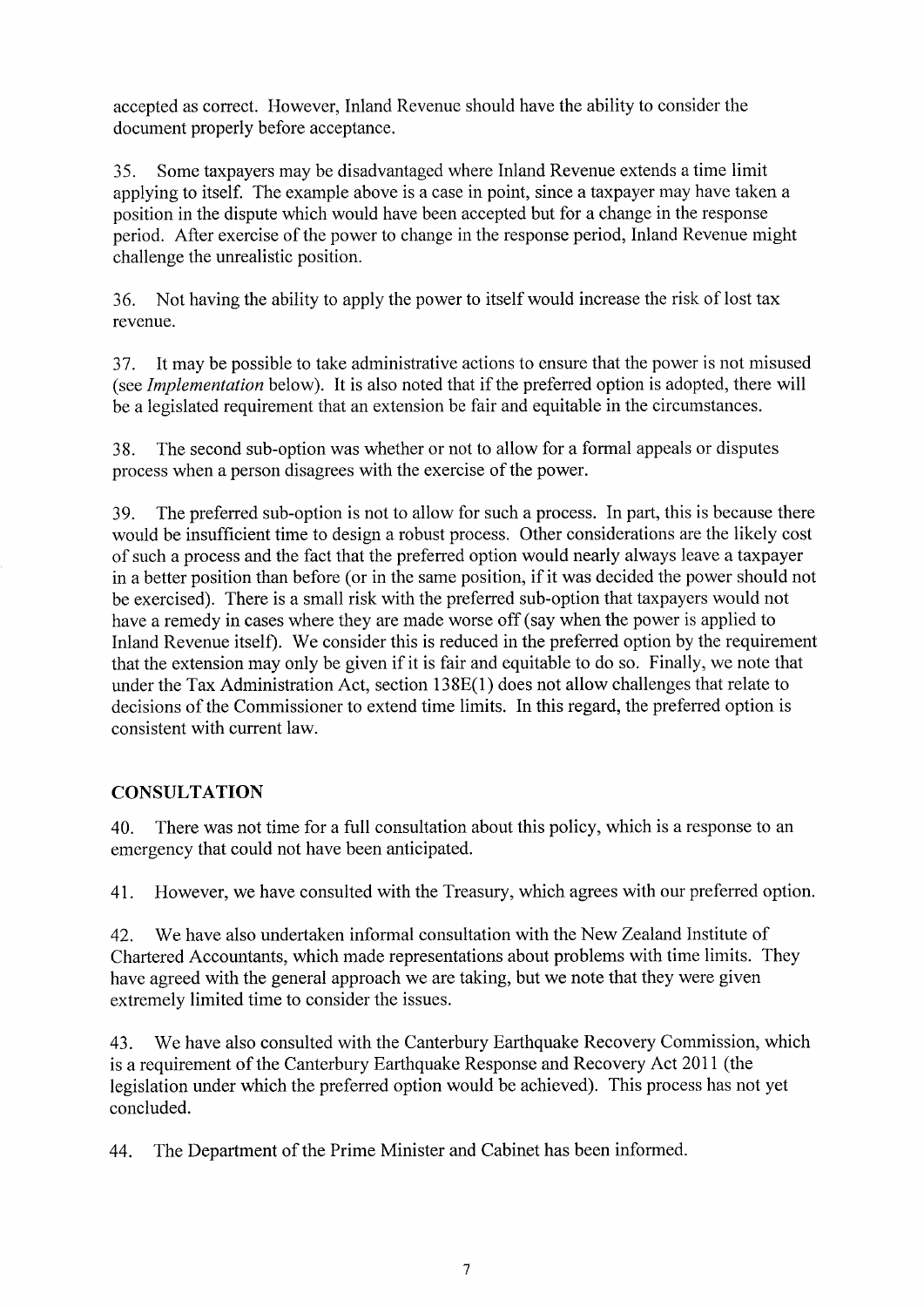accepted as correct. However, Inland Revenue should have the ability to consider the document properly before acceptance.

35. Some taxpayers may be disadvantaged where Inland Revenue extends a time limit applying to itself. The example above is a case in point, since a taxpayer may have taken a position in the dispute which would have been accepted but for a change in the response period. After exercise of the power to change in the response period, Inland Revenue might challenge the unrealistic position.

36. Not having the ability to apply the power to itself would increase the risk of lost tax revenue.

37. It may be possible to take administrative actions to ensure that the power is not misused (see *Implementation* below). It is also noted that if the preferred option is adopted, there will be a legislated requirement that an extension be fair and equitable in the circumstances.

38. The second sub-option was whether or not to allow for a formal appeals or disputes process when a person disagrees with the exercise of the power.

39. The preferred sub-option is not to allow for such a process. In part, this is because there would be insufficient time to design a robust process. Other considerations are the likely cost of such a process and the fact that the preferred option would nearly always leave a taxpayer in a better position than before (or in the same position, if it was decided the power should not be exercised). There is a small risk with the preferred sub-option that taxpayers would not have a remedy in cases where they are made worse off (say when the power is applied to Inland Revenue itself). We consider this is reduced in the preferred option by the requirement that the extension may only be given if it is fair and equitable to do so. Finally, we note that under the Tax Administration Act, section 138E(1) does not allow challenges that relate to decisions of the Commissioner to extend time limits. In this regard, the preferred option is consistent with current law.

## CONSULTATION

40. There was not time for a full consultation about this policy, which is a response to an emergency that could not have been anticipated.

41. However, we have consulted with the Treasury, which agrees with our preferred option.

42. We have also undertaken informal consultation with the New Zealand Institute of Chartered Accountants, which made representations about problems with time limits. They have agreed with the general approach we are taking, but we note that they were given extremely limited time to consider the issues.

43. We have also consulted with the Canterbury Earthquake Recovery Commission, which is a requirement of the Canterbury Earthquake Response and Recovery Act 2011 (the legislation under which the preferred option would be achieved). This process has not yet concluded.

44. The Department of the Prime Minister and Cabinet has been informed.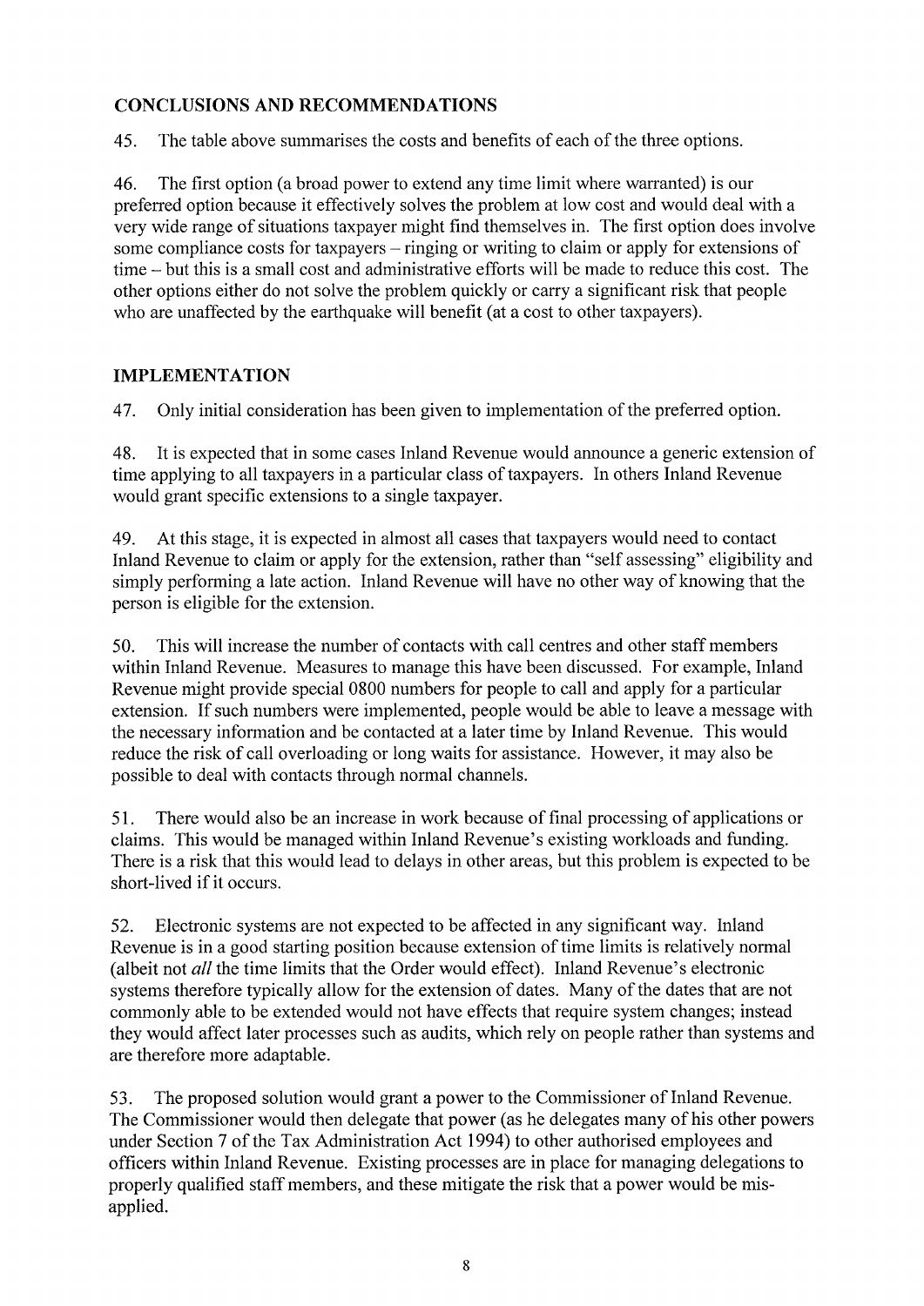## CONCLUSIONS AND RECOMMENDATIONS

45. The table above summarises the costs and benefits of each of the three options.

46. The first option (a broad power to extend any time limit where warranted) is our preferred option because it effectively solves the problem at low cost and would deal with a very wide range of situations taxpayer might find themselves in. The first option does involve some compliance costs for taxpayers – ringing or writing to claim or apply for extensions of time – but this is a small cost and administrative efforts will be made to reduce this cost. The other options either do not solve the problem quickly or carry a significant risk that people who are unaffected by the earthquake will benefit (at a cost to other taxpayers).

## IMPLEMENTATION

47. Only initial consideration has been given to implementation of the preferred option.

48. It is expected that in some cases Inland Revenue would announce a generic extension of time applying to all taxpayers in a particular class of taxpayers. In others Inland Revenue would grant specific extensions to a single taxpayer.

49. At this stage, it is expected in almost all cases that taxpayers would need to contact Inland Revenue to claim or apply for the extension, rather than "self assessing" eligibility and simply performing a late action. Inland Revenue will have no other way of knowing that the person is eligible for the extension.

50. This will increase the number of contacts with call centres and other staff members within Inland Revenue. Measures to manage this have been discussed. For example, Inland Revenue might provide special 0800 numbers for people to call and apply for a particular extension. If such numbers were implemented, people would be able to leave a message with the necessary information and be contacted at a later time by Inland Revenue. This would reduce the risk of call overloading or long waits for assistance. However, it may also be possible to deal with contacts through normal channels.

51. There would also be an increase in work because of final processing of applications or claims. This would be managed within Inland Revenue's existing workloads and funding. There is a risk that this would lead to delays in other areas, but this problem is expected to be short-lived if it occurs.

52. Electronic systems are not expected to be affected in any significant way. Inland Revenue is in a good starting position because extension of time limits is relatively normal (albeit not *all* the time limits that the Order would effect). Inland Revenue's electronic systems therefore typically allow for the extension of dates. Many of the dates that are not commonly able to be extended would not have effects that require system changes; instead they would affect later processes such as audits, which rely on people rather than systems and are therefore more adaptable.

53. The proposed solution would grant a power to the Commissioner of Inland Revenue. The Commissioner would then delegate that power (as he delegates many of his other powers under Section 7 of the Tax Administration Act 1994) to other authorised employees and officers within Inland Revenue. Existing processes are in place for managing delegations to properly qualified staff members, and these mitigate the risk that a power would be mis-applied.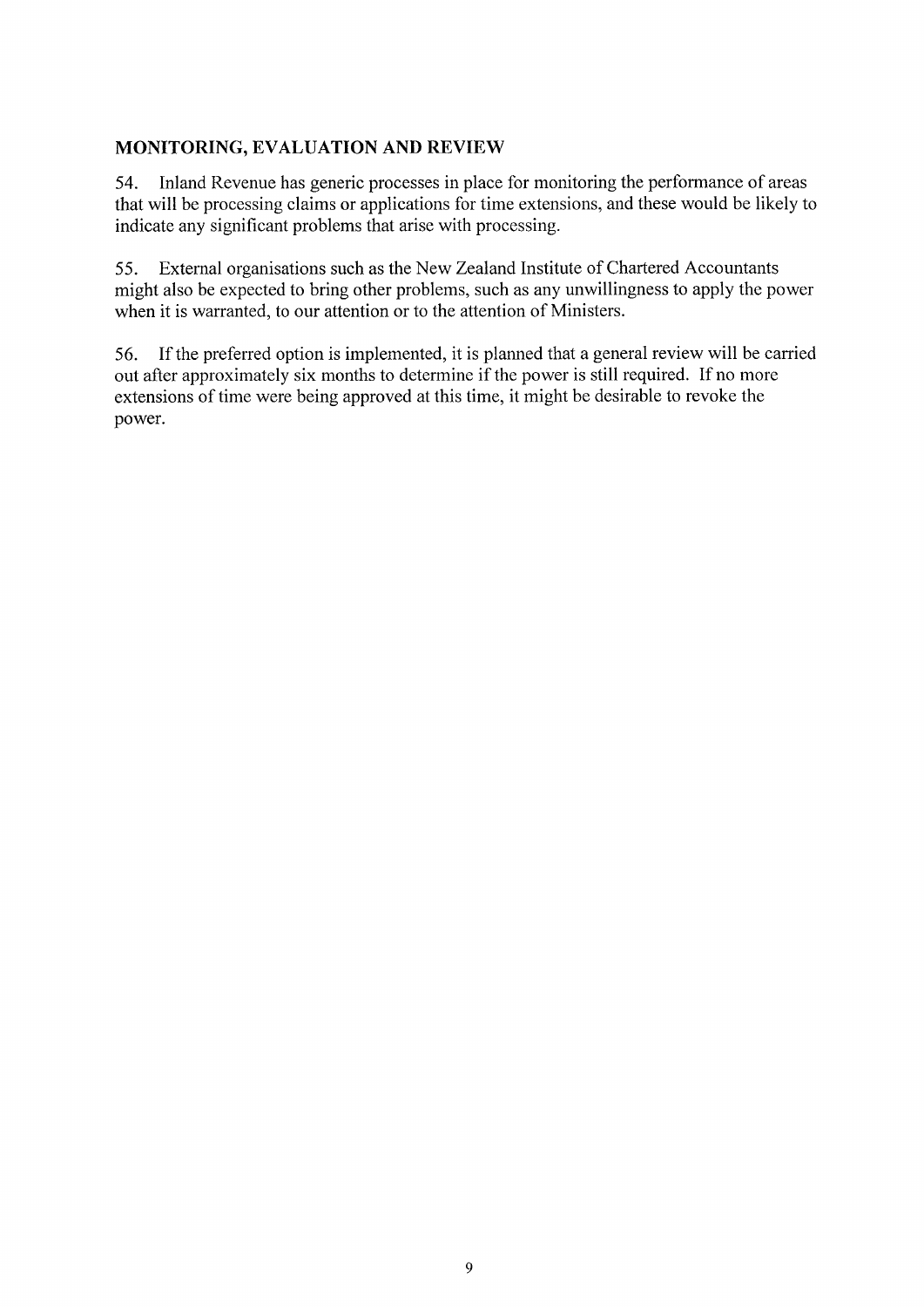## MONITORING, EVALUATION AND REVIEW

54. Inland Revenue has generic processes in place for monitoring the performance of areas that will be processing claims or applications for time extensions, and these would be likely to indicate any significant problems that arise with processing.

55. External organisations such as the New Zealand Institute of Chartered Accountants might also be expected to bring other problems, such as any unwillingness to apply the power when it is warranted, to our attention or to the attention of Ministers.

56. If the preferred option is implemented, it is planned that a general review will be carried out after approximately six months to determine if the power is still required. If no more extensions of time were being approved at this time, it might be desirable to revoke the power.